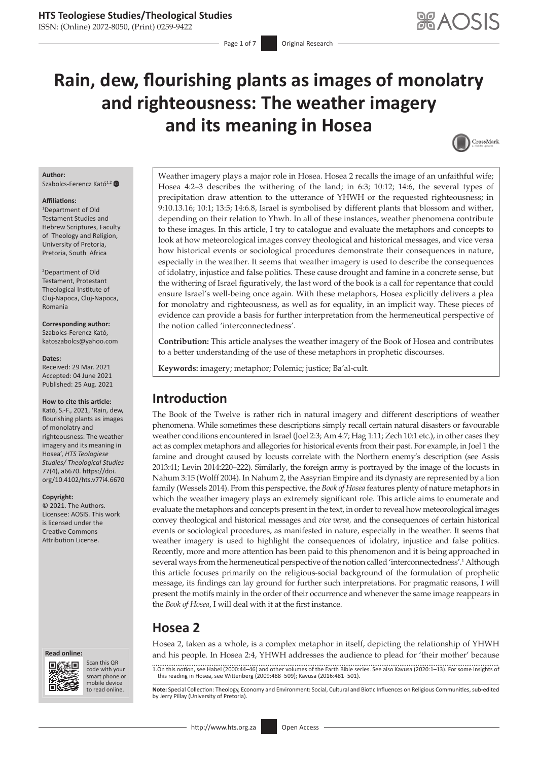# Rain, dew, flourishing plants as images of monolatry and righteousness: The weather imagery and its meaning in Hosea

**Author:**
Szabolcs-Ferencz Kató[1,2]

**Affiliations:**
[1]Department of Old Testament Studies and Hebrew Scriptures, Faculty of Theology and Religion, University of Pretoria, Pretoria, South Africa

[2]Department of Old Testament, Protestant Theological Institute of Cluj-Napoca, Cluj-Napoca, Romania

**Corresponding author:**
Szabolcs-Ferencz Kató,
katoszabolcs@yahoo.com

**Dates:**
Received: 29 Mar. 2021
Accepted: 04 June 2021
Published: 25 Aug. 2021

**How to cite this article:**
Kató, S.-F., 2021, 'Rain, dew, flourishing plants as images of monolatry and righteousness: The weather imagery and its meaning in Hosea', *HTS Teologiese Studies/ Theological Studies* 77(4), a6670. https://doi.org/10.4102/hts.v77i4.6670

**Copyright:**
© 2021. The Authors. Licensee: AOSIS. This work is licensed under the Creative Commons Attribution License.

Weather imagery plays a major role in Hosea. Hosea 2 recalls the image of an unfaithful wife; Hosea 4:2–3 describes the withering of the land; in 6:3; 10:12; 14:6, the several types of precipitation draw attention to the utterance of YHWH or the requested righteousness; in 9:10.13.16; 10:1; 13:5; 14:6.8, Israel is symbolised by different plants that blossom and wither, depending on their relation to Yhwh. In all of these instances, weather phenomena contribute to these images. In this article, I try to catalogue and evaluate the metaphors and concepts to look at how meteorological images convey theological and historical messages, and vice versa how historical events or sociological procedures demonstrate their consequences in nature, especially in the weather. It seems that weather imagery is used to describe the consequences of idolatry, injustice and false politics. These cause drought and famine in a concrete sense, but the withering of Israel figuratively, the last word of the book is a call for repentance that could ensure Israel's well-being once again. With these metaphors, Hosea explicitly delivers a plea for monolatry and righteousness, as well as for equality, in an implicit way. These pieces of evidence can provide a basis for further interpretation from the hermeneutical perspective of the notion called 'interconnectedness'.

**Contribution:** This article analyses the weather imagery of the Book of Hosea and contributes to a better understanding of the use of these metaphors in prophetic discourses.

**Keywords:** imagery; metaphor; Polemic; justice; Ba'al-cult.

## Introduction

The Book of the Twelve is rather rich in natural imagery and different descriptions of weather phenomena. While sometimes these descriptions simply recall certain natural disasters or favourable weather conditions encountered in Israel (Joel 2:3; Am 4:7; Hag 1:11; Zech 10:1 etc.), in other cases they act as complex metaphors and allegories for historical events from their past. For example, in Joel 1 the famine and drought caused by locusts correlate with the Northern enemy's description (see Assis 2013:41; Levin 2014:220–222). Similarly, the foreign army is portrayed by the image of the locusts in Nahum 3:15 (Wolff 2004). In Nahum 2, the Assyrian Empire and its dynasty are represented by a lion family (Wessels 2014). From this perspective, the *Book of Hosea* features plenty of nature metaphors in which the weather imagery plays an extremely significant role. This article aims to enumerate and evaluate the metaphors and concepts present in the text, in order to reveal how meteorological images convey theological and historical messages and *vice versa,* and the consequences of certain historical events or sociological procedures, as manifested in nature, especially in the weather. It seems that weather imagery is used to highlight the consequences of idolatry, injustice and false politics. Recently, more and more attention has been paid to this phenomenon and it is being approached in several ways from the hermeneutical perspective of the notion called 'interconnectedness'.[1] Although this article focuses primarily on the religious-social background of the formulation of prophetic message, its findings can lay ground for further such interpretations. For pragmatic reasons, I will present the motifs mainly in the order of their occurrence and whenever the same image reappears in the *Book of Hosea*, I will deal with it at the first instance.

## Hosea 2

Hosea 2, taken as a whole, is a complex metaphor in itself, depicting the relationship of YHWH and his people. In Hosea 2:4, YHWH addresses the audience to plead for 'their mother' because

1. On this notion, see Habel (2000:44–46) and other volumes of the Earth Bible series. See also Kavusa (2020:1–13). For some insights of this reading in Hosea, see Wittenberg (2009:488–509); Kavusa (2016:481–501).

**Note:** Special Collection: Theology, Economy and Environment: Social, Cultural and Biotic Influences on Religious Communities, sub-edited by Jerry Pillay (University of Pretoria).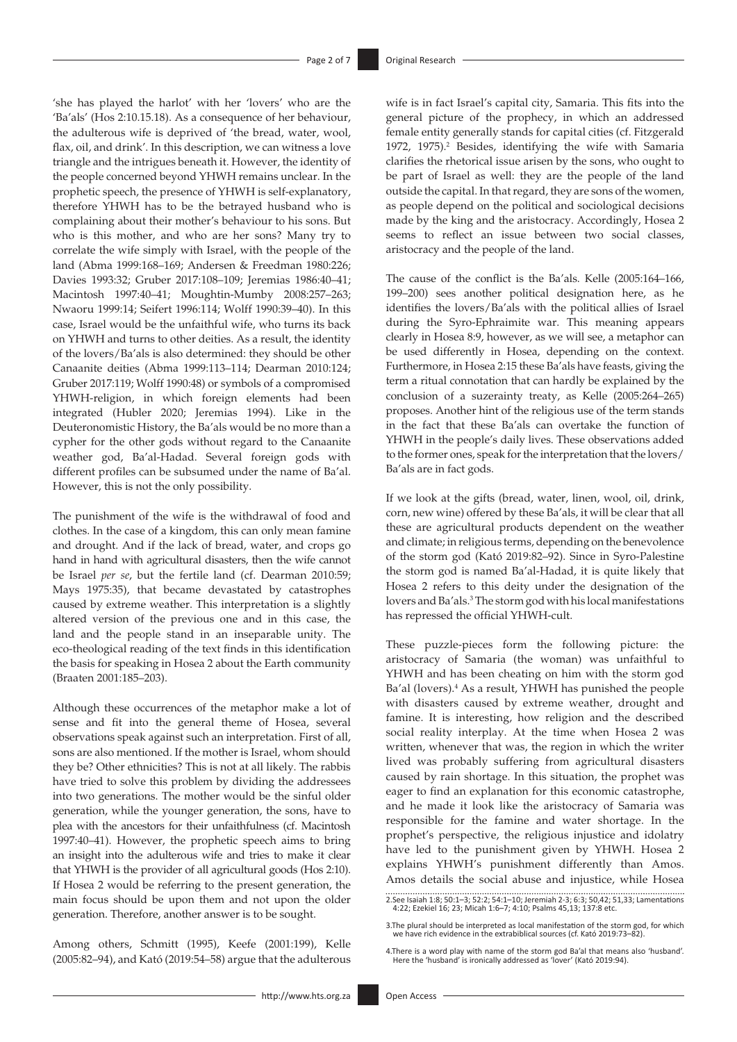'she has played the harlot' with her 'lovers' who are the 'Ba'als' (Hos 2:10.15.18). As a consequence of her behaviour, the adulterous wife is deprived of 'the bread, water, wool, flax, oil, and drink'. In this description, we can witness a love triangle and the intrigues beneath it. However, the identity of the people concerned beyond YHWH remains unclear. In the prophetic speech, the presence of YHWH is self-explanatory, therefore YHWH has to be the betrayed husband who is complaining about their mother's behaviour to his sons. But who is this mother, and who are her sons? Many try to correlate the wife simply with Israel, with the people of the land (Abma 1999:168–169; Andersen & Freedman 1980:226; Davies 1993:32; Gruber 2017:108–109; Jeremias 1986:40–41; Macintosh 1997:40–41; Moughtin-Mumby 2008:257–263; Nwaoru 1999:14; Seifert 1996:114; Wolff 1990:39–40). In this case, Israel would be the unfaithful wife, who turns its back on YHWH and turns to other deities. As a result, the identity of the lovers/Ba'als is also determined: they should be other Canaanite deities (Abma 1999:113–114; Dearman 2010:124; Gruber 2017:119; Wolff 1990:48) or symbols of a compromised YHWH-religion, in which foreign elements had been integrated (Hubler 2020; Jeremias 1994). Like in the Deuteronomistic History, the Ba'als would be no more than a cypher for the other gods without regard to the Canaanite weather god, Ba'al-Hadad. Several foreign gods with different profiles can be subsumed under the name of Ba'al. However, this is not the only possibility.

The punishment of the wife is the withdrawal of food and clothes. In the case of a kingdom, this can only mean famine and drought. And if the lack of bread, water, and crops go hand in hand with agricultural disasters, then the wife cannot be Israel *per se*, but the fertile land (cf. Dearman 2010:59; Mays 1975:35), that became devastated by catastrophes caused by extreme weather. This interpretation is a slightly altered version of the previous one and in this case, the land and the people stand in an inseparable unity. The eco-theological reading of the text finds in this identification the basis for speaking in Hosea 2 about the Earth community (Braaten 2001:185–203).

Although these occurrences of the metaphor make a lot of sense and fit into the general theme of Hosea, several observations speak against such an interpretation. First of all, sons are also mentioned. If the mother is Israel, whom should they be? Other ethnicities? This is not at all likely. The rabbis have tried to solve this problem by dividing the addressees into two generations. The mother would be the sinful older generation, while the younger generation, the sons, have to plea with the ancestors for their unfaithfulness (cf. Macintosh 1997:40–41). However, the prophetic speech aims to bring an insight into the adulterous wife and tries to make it clear that YHWH is the provider of all agricultural goods (Hos 2:10). If Hosea 2 would be referring to the present generation, the main focus should be upon them and not upon the older generation. Therefore, another answer is to be sought.

Among others, Schmitt (1995), Keefe (2001:199), Kelle (2005:82–94), and Kató (2019:54–58) argue that the adulterous wife is in fact Israel's capital city, Samaria. This fits into the general picture of the prophecy, in which an addressed female entity generally stands for capital cities (cf. Fitzgerald 1972, 1975).[2] Besides, identifying the wife with Samaria clarifies the rhetorical issue arisen by the sons, who ought to be part of Israel as well: they are the people of the land outside the capital. In that regard, they are sons of the women, as people depend on the political and sociological decisions made by the king and the aristocracy. Accordingly, Hosea 2 seems to reflect an issue between two social classes, aristocracy and the people of the land.

The cause of the conflict is the Ba'als. Kelle (2005:164–166, 199–200) sees another political designation here, as he identifies the lovers/Ba'als with the political allies of Israel during the Syro-Ephraimite war. This meaning appears clearly in Hosea 8:9, however, as we will see, a metaphor can be used differently in Hosea, depending on the context. Furthermore, in Hosea 2:15 these Ba'als have feasts, giving the term a ritual connotation that can hardly be explained by the conclusion of a suzerainty treaty, as Kelle (2005:264–265) proposes. Another hint of the religious use of the term stands in the fact that these Ba'als can overtake the function of YHWH in the people's daily lives. These observations added to the former ones, speak for the interpretation that the lovers/Ba'als are in fact gods.

If we look at the gifts (bread, water, linen, wool, oil, drink, corn, new wine) offered by these Ba'als, it will be clear that all these are agricultural products dependent on the weather and climate; in religious terms, depending on the benevolence of the storm god (Kató 2019:82–92). Since in Syro-Palestine the storm god is named Ba'al-Hadad, it is quite likely that Hosea 2 refers to this deity under the designation of the lovers and Ba'als.[3] The storm god with his local manifestations has repressed the official YHWH-cult.

These puzzle-pieces form the following picture: the aristocracy of Samaria (the woman) was unfaithful to YHWH and has been cheating on him with the storm god Ba'al (lovers).[4] As a result, YHWH has punished the people with disasters caused by extreme weather, drought and famine. It is interesting, how religion and the described social reality interplay. At the time when Hosea 2 was written, whenever that was, the region in which the writer lived was probably suffering from agricultural disasters caused by rain shortage. In this situation, the prophet was eager to find an explanation for this economic catastrophe, and he made it look like the aristocracy of Samaria was responsible for the famine and water shortage. In the prophet's perspective, the religious injustice and idolatry have led to the punishment given by YHWH. Hosea 2 explains YHWH's punishment differently than Amos. Amos details the social abuse and injustice, while Hosea

2. See Isaiah 1:8; 50:1–3; 52:2; 54:1–10; Jeremiah 2-3; 6:3; 50,42; 51,33; Lamentations 4:22; Ezekiel 16; 23; Micah 1:6–7; 4:10; Psalms 45,13; 137:8 etc.

3. The plural should be interpreted as local manifestation of the storm god, for which we have rich evidence in the extrabiblical sources (cf. Kató 2019:73–82).

4. There is a word play with name of the storm god Ba'al that means also 'husband'. Here the 'husband' is ironically addressed as 'lover' (Kató 2019:94).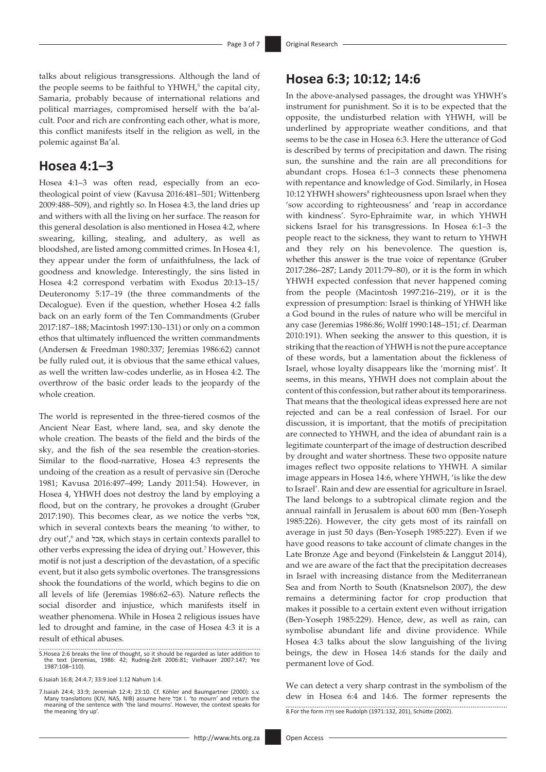talks about religious transgressions. Although the land of the people seems to be faithful to YHWH,[5] the capital city, Samaria, probably because of international relations and political marriages, compromised herself with the ba'al-cult. Poor and rich are confronting each other, what is more, this conflict manifests itself in the religion as well, in the polemic against Ba'al.

## Hosea 4:1–3

Hosea 4:1–3 was often read, especially from an eco-theological point of view (Kavusa 2016:481–501; Wittenberg 2009:488–509), and rightly so. In Hosea 4:3, the land dries up and withers with all the living on her surface. The reason for this general desolation is also mentioned in Hosea 4:2, where swearing, killing, stealing, and adultery, as well as bloodshed, are listed among committed crimes. In Hosea 4:1, they appear under the form of unfaithfulness, the lack of goodness and knowledge. Interestingly, the sins listed in Hosea 4:2 correspond verbatim with Exodus 20:13–15/ Deuteronomy 5:17–19 (the three commandments of the Decalogue). Even if the question, whether Hosea 4:2 falls back on an early form of the Ten Commandments (Gruber 2017:187–188; Macintosh 1997:130–131) or only on a common ethos that ultimately influenced the written commandments (Andersen & Freedman 1980:337; Jeremias 1986:62) cannot be fully ruled out, it is obvious that the same ethical values, as well the written law-codes underlie, as in Hosea 4:2. The overthrow of the basic order leads to the jeopardy of the whole creation.

The world is represented in the three-tiered cosmos of the Ancient Near East, where land, sea, and sky denote the whole creation. The beasts of the field and the birds of the sky, and the fish of the sea resemble the creation-stories. Similar to the flood-narrative, Hosea 4:3 represents the undoing of the creation as a result of pervasive sin (Deroche 1981; Kavusa 2016:497–499; Landy 2011:54). However, in Hosea 4, YHWH does not destroy the land by employing a flood, but on the contrary, he provokes a drought (Gruber 2017:190). This becomes clear, as we notice the verbs אמל, which in several contexts bears the meaning 'to wither, to dry out',[6] and אבל, which stays in certain contexts parallel to other verbs expressing the idea of drying out.[7] However, this motif is not just a description of the devastation, of a specific event, but it also gets symbolic overtones. The transgressions shook the foundations of the world, which begins to die on all levels of life (Jeremias 1986:62–63). Nature reflects the social disorder and injustice, which manifests itself in weather phenomena. While in Hosea 2 religious issues have led to drought and famine, in the case of Hosea 4:3 it is a result of ethical abuses.

## Hosea 6:3; 10:12; 14:6

In the above-analysed passages, the drought was YHWH's instrument for punishment. So it is to be expected that the opposite, the undisturbed relation with YHWH, will be underlined by appropriate weather conditions, and that seems to be the case in Hosea 6:3. Here the utterance of God is described by terms of precipitation and dawn. The rising sun, the sunshine and the rain are all preconditions for abundant crops. Hosea 6:1–3 connects these phenomena with repentance and knowledge of God. Similarly, in Hosea 10:12 YHWH showers[8] righteousness upon Israel when they 'sow according to righteousness' and 'reap in accordance with kindness'. Syro-Ephraimite war, in which YHWH sickens Israel for his transgressions. In Hosea 6:1–3 the people react to the sickness, they want to return to YHWH and they rely on his benevolence. The question is, whether this answer is the true voice of repentance (Gruber 2017:286–287; Landy 2011:79–80), or it is the form in which YHWH expected confession that never happened coming from the people (Macintosh 1997:216–219), or it is the expression of presumption: Israel is thinking of YHWH like a God bound in the rules of nature who will be merciful in any case (Jeremias 1986:86; Wolff 1990:148–151; cf. Dearman 2010:191). When seeking the answer to this question, it is striking that the reaction of YHWH is not the pure acceptance of these words, but a lamentation about the fickleness of Israel, whose loyalty disappears like the 'morning mist'. It seems, in this means, YHWH does not complain about the content of this confession, but rather about its temporariness. That means that the theological ideas expressed here are not rejected and can be a real confession of Israel. For our discussion, it is important, that the motifs of precipitation are connected to YHWH, and the idea of abundant rain is a legitimate counterpart of the image of destruction described by drought and water shortness. These two opposite nature images reflect two opposite relations to YHWH. A similar image appears in Hosea 14:6, where YHWH, 'is like the dew to Israel'. Rain and dew are essential for agriculture in Israel. The land belongs to a subtropical climate region and the annual rainfall in Jerusalem is about 600 mm (Ben-Yoseph 1985:226). However, the city gets most of its rainfall on average in just 50 days (Ben-Yoseph 1985:227). Even if we have good reasons to take account of climate changes in the Late Bronze Age and beyond (Finkelstein & Langgut 2014), and we are aware of the fact that the precipitation decreases in Israel with increasing distance from the Mediterranean Sea and from North to South (Knatsnelson 2007), the dew remains a determining factor for crop production that makes it possible to a certain extent even without irrigation (Ben-Yoseph 1985:229). Hence, dew, as well as rain, can symbolise abundant life and divine providence. While Hosea 4:3 talks about the slow languishing of the living beings, the dew in Hosea 14:6 stands for the daily and permanent love of God.

We can detect a very sharp contrast in the symbolism of the dew in Hosea 6:4 and 14:6. The former represents the

---

5. Hosea 2:6 breaks the line of thought, so it should be regarded as later addition to the text (Jeremias, 1986: 42; Rudnig-Zelt 2006:81; Vielhauer 2007:147; Yee 1987:108–110).

6. Isaiah 16:8; 24:4.7; 33:9 Joel 1:12 Nahum 1:4.

7. Isaiah 24:4; 33:9; Jeremiah 12:4; 23:10. Cf. Köhler and Baumgartner (2000): s.v. Many translations (KJV, NAS, NIB) assume here אבל I. 'to mourn' and return the meaning of the sentence with 'the land mourns'. However, the context speaks for the meaning 'dry up'.

8. For the form וְיֹרֶה see Rudolph (1971:132, 201), Schütte (2002).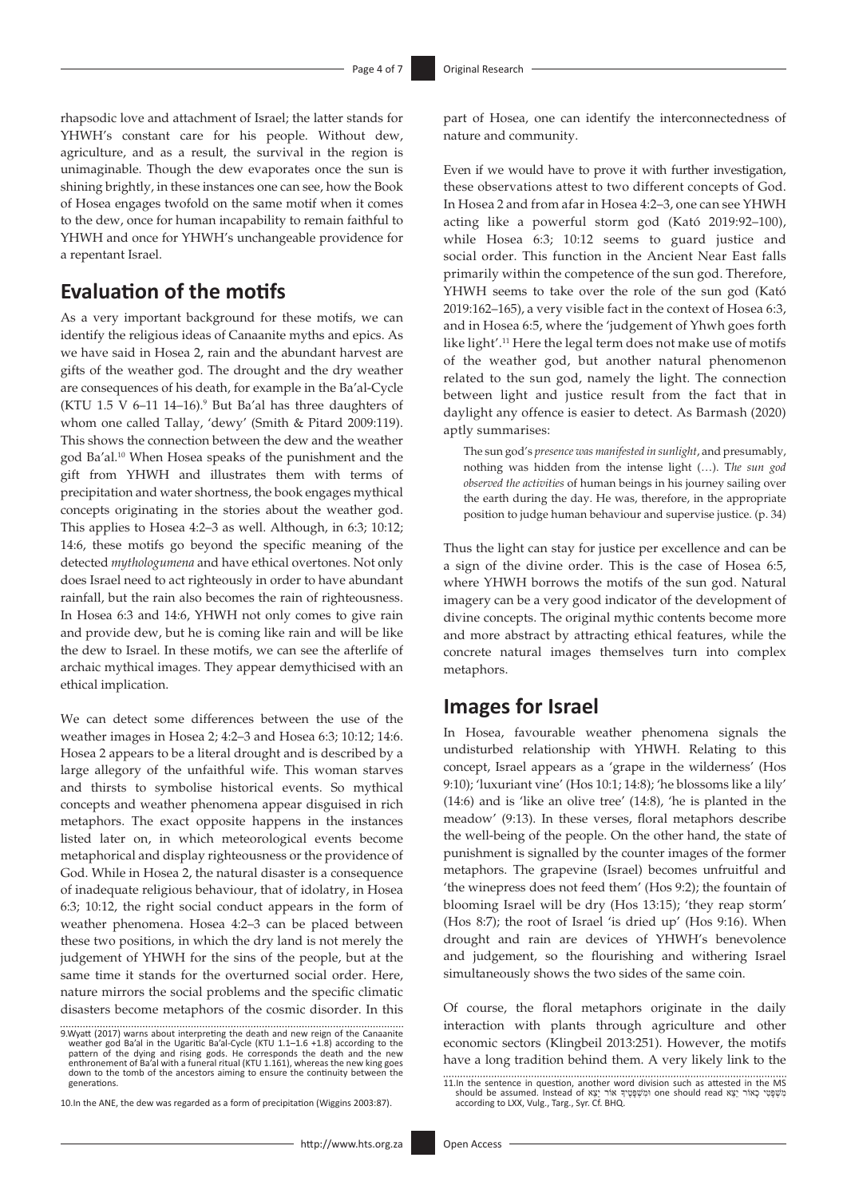rhapsodic love and attachment of Israel; the latter stands for YHWH's constant care for his people. Without dew, agriculture, and as a result, the survival in the region is unimaginable. Though the dew evaporates once the sun is shining brightly, in these instances one can see, how the Book of Hosea engages twofold on the same motif when it comes to the dew, once for human incapability to remain faithful to YHWH and once for YHWH's unchangeable providence for a repentant Israel.

## Evaluation of the motifs

As a very important background for these motifs, we can identify the religious ideas of Canaanite myths and epics. As we have said in Hosea 2, rain and the abundant harvest are gifts of the weather god. The drought and the dry weather are consequences of his death, for example in the Ba'al-Cycle (KTU 1.5 V 6–11 14–16).[9] But Ba'al has three daughters of whom one called Tallay, 'dewy' (Smith & Pitard 2009:119). This shows the connection between the dew and the weather god Ba'al.[10] When Hosea speaks of the punishment and the gift from YHWH and illustrates them with terms of precipitation and water shortness, the book engages mythical concepts originating in the stories about the weather god. This applies to Hosea 4:2–3 as well. Although, in 6:3; 10:12; 14:6, these motifs go beyond the specific meaning of the detected *mythologumena* and have ethical overtones. Not only does Israel need to act righteously in order to have abundant rainfall, but the rain also becomes the rain of righteousness. In Hosea 6:3 and 14:6, YHWH not only comes to give rain and provide dew, but he is coming like rain and will be like the dew to Israel. In these motifs, we can see the afterlife of archaic mythical images. They appear demythicised with an ethical implication.

We can detect some differences between the use of the weather images in Hosea 2; 4:2–3 and Hosea 6:3; 10:12; 14:6. Hosea 2 appears to be a literal drought and is described by a large allegory of the unfaithful wife. This woman starves and thirsts to symbolise historical events. So mythical concepts and weather phenomena appear disguised in rich metaphors. The exact opposite happens in the instances listed later on, in which meteorological events become metaphorical and display righteousness or the providence of God. While in Hosea 2, the natural disaster is a consequence of inadequate religious behaviour, that of idolatry, in Hosea 6:3; 10:12, the right social conduct appears in the form of weather phenomena. Hosea 4:2–3 can be placed between these two positions, in which the dry land is not merely the judgement of YHWH for the sins of the people, but at the same time it stands for the overturned social order. Here, nature mirrors the social problems and the specific climatic disasters become metaphors of the cosmic disorder. In this part of Hosea, one can identify the interconnectedness of nature and community.

Even if we would have to prove it with further investigation, these observations attest to two different concepts of God. In Hosea 2 and from afar in Hosea 4:2–3, one can see YHWH acting like a powerful storm god (Kató 2019:92–100), while Hosea 6:3; 10:12 seems to guard justice and social order. This function in the Ancient Near East falls primarily within the competence of the sun god. Therefore, YHWH seems to take over the role of the sun god (Kató 2019:162–165), a very visible fact in the context of Hosea 6:3, and in Hosea 6:5, where the 'judgement of Yhwh goes forth like light'.[11] Here the legal term does not make use of motifs of the weather god, but another natural phenomenon related to the sun god, namely the light. The connection between light and justice result from the fact that in daylight any offence is easier to detect. As Barmash (2020) aptly summarises:

> The sun god's *presence was manifested in sunlight*, and presumably, nothing was hidden from the intense light (…). T*he sun god observed the activities* of human beings in his journey sailing over the earth during the day. He was, therefore, in the appropriate position to judge human behaviour and supervise justice. (p. 34)

Thus the light can stay for justice per excellence and can be a sign of the divine order. This is the case of Hosea 6:5, where YHWH borrows the motifs of the sun god. Natural imagery can be a very good indicator of the development of divine concepts. The original mythic contents become more and more abstract by attracting ethical features, while the concrete natural images themselves turn into complex metaphors.

## Images for Israel

In Hosea, favourable weather phenomena signals the undisturbed relationship with YHWH. Relating to this concept, Israel appears as a 'grape in the wilderness' (Hos 9:10); 'luxuriant vine' (Hos 10:1; 14:8); 'he blossoms like a lily' (14:6) and is 'like an olive tree' (14:8), 'he is planted in the meadow' (9:13). In these verses, floral metaphors describe the well-being of the people. On the other hand, the state of punishment is signalled by the counter images of the former metaphors. The grapevine (Israel) becomes unfruitful and 'the winepress does not feed them' (Hos 9:2); the fountain of blooming Israel will be dry (Hos 13:15); 'they reap storm' (Hos 8:7); the root of Israel 'is dried up' (Hos 9:16). When drought and rain are devices of YHWH's benevolence and judgement, so the flourishing and withering Israel simultaneously shows the two sides of the same coin.

Of course, the floral metaphors originate in the daily interaction with plants through agriculture and other economic sectors (Klingbeil 2013:251). However, the motifs have a long tradition behind them. A very likely link to the

9. Wyatt (2017) warns about interpreting the death and new reign of the Canaanite weather god Ba'al in the Ugaritic Ba'al-Cycle (KTU 1.1–1.6 +1.8) according to the pattern of the dying and rising gods. He corresponds the death and the new enthronement of Ba'al with a funeral ritual (KTU 1.161), whereas the new king goes down to the tomb of the ancestors aiming to ensure the continuity between the generations.

10. In the ANE, the dew was regarded as a form of precipitation (Wiggins 2003:87).

11. In the sentence in question, another word division such as attested in the MS should be assumed. Instead of וּמִשְׁפָּטֶיךָ אוֹר יֵצֵא one should read מִשְׁפָּטִי כָּאוֹר יֵצֵא according to LXX, Vulg., Targ., Syr. Cf. BHQ.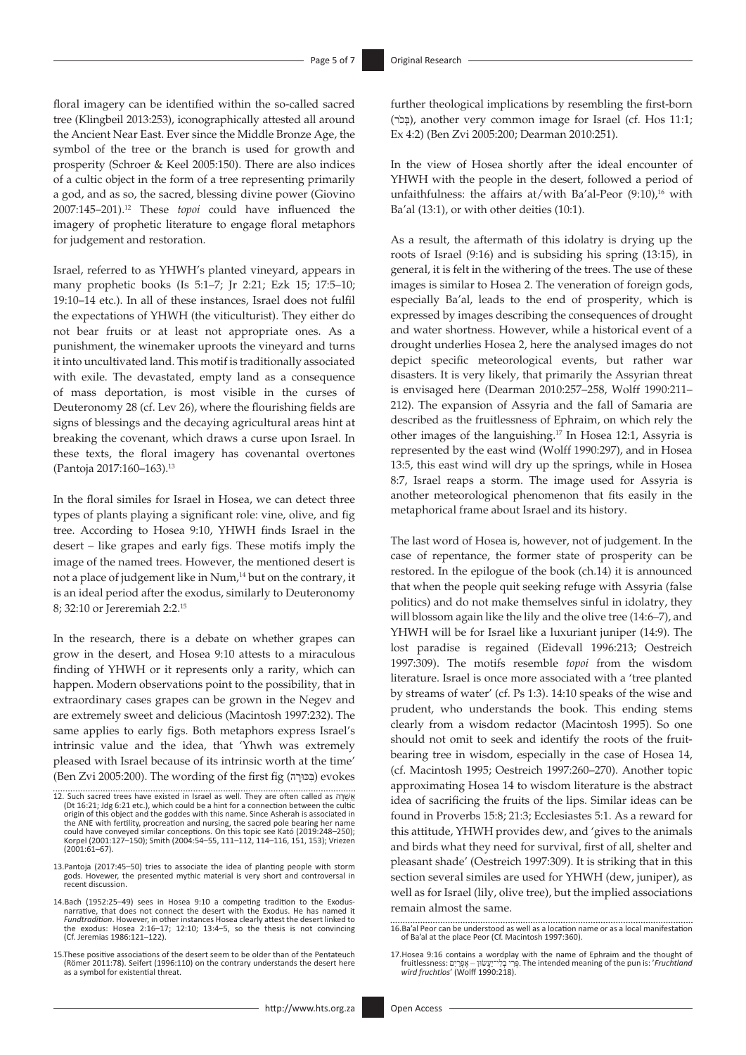floral imagery can be identified within the so-called sacred tree (Klingbeil 2013:253), iconographically attested all around the Ancient Near East. Ever since the Middle Bronze Age, the symbol of the tree or the branch is used for growth and prosperity (Schroer & Keel 2005:150). There are also indices of a cultic object in the form of a tree representing primarily a god, and as so, the sacred, blessing divine power (Giovino 2007:145–201).[12] These *topoi* could have influenced the imagery of prophetic literature to engage floral metaphors for judgement and restoration.

Israel, referred to as YHWH's planted vineyard, appears in many prophetic books (Is 5:1–7; Jr 2:21; Ezk 15; 17:5–10; 19:10–14 etc.). In all of these instances, Israel does not fulfil the expectations of YHWH (the viticulturist). They either do not bear fruits or at least not appropriate ones. As a punishment, the winemaker uproots the vineyard and turns it into uncultivated land. This motif is traditionally associated with exile. The devastated, empty land as a consequence of mass deportation, is most visible in the curses of Deuteronomy 28 (cf. Lev 26), where the flourishing fields are signs of blessings and the decaying agricultural areas hint at breaking the covenant, which draws a curse upon Israel. In these texts, the floral imagery has covenantal overtones (Pantoja 2017:160–163).[13]

In the floral similes for Israel in Hosea, we can detect three types of plants playing a significant role: vine, olive, and fig tree. According to Hosea 9:10, YHWH finds Israel in the desert – like grapes and early figs. These motifs imply the image of the named trees. However, the mentioned desert is not a place of judgement like in Num,[14] but on the contrary, it is an ideal period after the exodus, similarly to Deuteronomy 8; 32:10 or Jereremiah 2:2.[15]

In the research, there is a debate on whether grapes can grow in the desert, and Hosea 9:10 attests to a miraculous finding of YHWH or it represents only a rarity, which can happen. Modern observations point to the possibility, that in extraordinary cases grapes can be grown in the Negev and are extremely sweet and delicious (Macintosh 1997:232). The same applies to early figs. Both metaphors express Israel's intrinsic value and the idea, that 'Yhwh was extremely pleased with Israel because of its intrinsic worth at the time' (Ben Zvi 2005:200). The wording of the first fig (בִּכּוּרָה) evokes further theological implications by resembling the first-born (בְּכֹר), another very common image for Israel (cf. Hos 11:1; Ex 4:2) (Ben Zvi 2005:200; Dearman 2010:251).

In the view of Hosea shortly after the ideal encounter of YHWH with the people in the desert, followed a period of unfaithfulness: the affairs at/with Ba'al-Peor (9:10),[16] with Ba'al (13:1), or with other deities (10:1).

As a result, the aftermath of this idolatry is drying up the roots of Israel (9:16) and is subsiding his spring (13:15), in general, it is felt in the withering of the trees. The use of these images is similar to Hosea 2. The veneration of foreign gods, especially Ba'al, leads to the end of prosperity, which is expressed by images describing the consequences of drought and water shortness. However, while a historical event of a drought underlies Hosea 2, here the analysed images do not depict specific meteorological events, but rather war disasters. It is very likely, that primarily the Assyrian threat is envisaged here (Dearman 2010:257–258, Wolff 1990:211–212). The expansion of Assyria and the fall of Samaria are described as the fruitlessness of Ephraim, on which rely the other images of the languishing.[17] In Hosea 12:1, Assyria is represented by the east wind (Wolff 1990:297), and in Hosea 13:5, this east wind will dry up the springs, while in Hosea 8:7, Israel reaps a storm. The image used for Assyria is another meteorological phenomenon that fits easily in the metaphorical frame about Israel and its history.

The last word of Hosea is, however, not of judgement. In the case of repentance, the former state of prosperity can be restored. In the epilogue of the book (ch.14) it is announced that when the people quit seeking refuge with Assyria (false politics) and do not make themselves sinful in idolatry, they will blossom again like the lily and the olive tree (14:6–7), and YHWH will be for Israel like a luxuriant juniper (14:9). The lost paradise is regained (Eidevall 1996:213; Oestreich 1997:309). The motifs resemble *topoi* from the wisdom literature. Israel is once more associated with a 'tree planted by streams of water' (cf. Ps 1:3). 14:10 speaks of the wise and prudent, who understands the book. This ending stems clearly from a wisdom redactor (Macintosh 1995). So one should not omit to seek and identify the roots of the fruit-bearing tree in wisdom, especially in the case of Hosea 14, (cf. Macintosh 1995; Oestreich 1997:260–270). Another topic approximating Hosea 14 to wisdom literature is the abstract idea of sacrificing the fruits of the lips. Similar ideas can be found in Proverbs 15:8; 21:3; Ecclesiastes 5:1. As a reward for this attitude, YHWH provides dew, and 'gives to the animals and birds what they need for survival, first of all, shelter and pleasant shade' (Oestreich 1997:309). It is striking that in this section several similes are used for YHWH (dew, juniper), as well as for Israel (lily, olive tree), but the implied associations remain almost the same.

12. Such sacred trees have existed in Israel as well. They are often called as אֲשֵׁרָה (Dt 16:21; Jdg 6:21 etc.), which could be a hint for a connection between the cultic origin of this object and the goddes with this name. Since Asherah is associated in the ANE with fertility, procreation and nursing, the sacred pole bearing her name could have conveyed similar conceptions. On this topic see Kató (2019:248–250); Korpel (2001:127–150); Smith (2004:54–55, 111–112, 114–116, 151, 153); Vriezen (2001:61–67).

13. Pantoja (2017:45–50) tries to associate the idea of planting people with storm gods. However, the presented mythic material is very short and controversial in recent discussion.

14. Bach (1952:25–49) sees in Hosea 9:10 a competing tradition to the Exodus-narrative, that does not connect the desert with the Exodus. He has named it *Fundtradition*. However, in other instances Hosea clearly attest the desert linked to the exodus: Hosea 2:16–17; 12:10; 13:4–5, so the thesis is not convincing (Cf. Jeremias 1986:121–122).

15. These positive associations of the desert seem to be older than of the Pentateuch (Römer 2011:78). Seifert (1996:110) on the contrary understands the desert here as a symbol for existential threat.

16. Ba'al Peor can be understood as well as a location name or as a local manifestation of Ba'al at the place Peor (Cf. Macintosh 1997:360).

17. Hosea 9:16 contains a wordplay with the name of Ephraim and the thought of fruitlessness: אֶפְרַיִם – פְּרִי בְלִי־יַעֲשׂוּן. The intended meaning of the pun is: '*Fruchtland wird fruchtlos*' (Wolff 1990:218).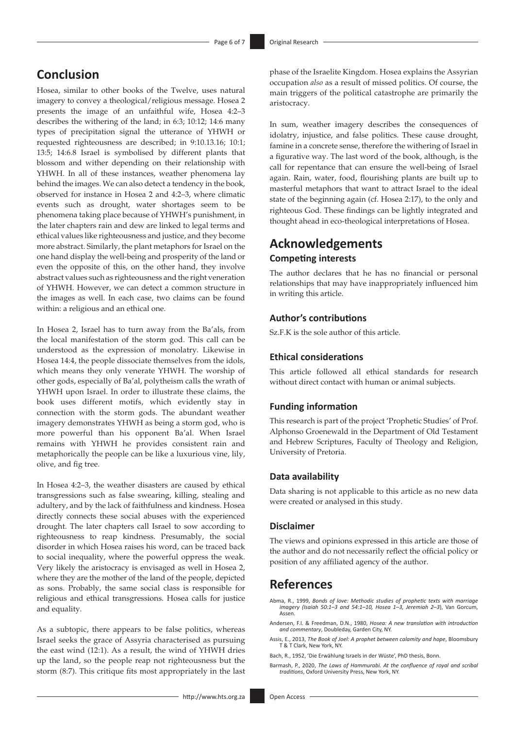## Conclusion

Hosea, similar to other books of the Twelve, uses natural imagery to convey a theological/religious message. Hosea 2 presents the image of an unfaithful wife, Hosea 4:2–3 describes the withering of the land; in 6:3; 10:12; 14:6 many types of precipitation signal the utterance of YHWH or requested righteousness are described; in 9:10.13.16; 10:1; 13:5; 14:6.8 Israel is symbolised by different plants that blossom and wither depending on their relationship with YHWH. In all of these instances, weather phenomena lay behind the images. We can also detect a tendency in the book, observed for instance in Hosea 2 and 4:2–3, where climatic events such as drought, water shortages seem to be phenomena taking place because of YHWH's punishment, in the later chapters rain and dew are linked to legal terms and ethical values like righteousness and justice, and they become more abstract. Similarly, the plant metaphors for Israel on the one hand display the well-being and prosperity of the land or even the opposite of this, on the other hand, they involve abstract values such as righteousness and the right veneration of YHWH. However, we can detect a common structure in the images as well. In each case, two claims can be found within: a religious and an ethical one.

In Hosea 2, Israel has to turn away from the Ba'als, from the local manifestation of the storm god. This call can be understood as the expression of monolatry. Likewise in Hosea 14:4, the people dissociate themselves from the idols, which means they only venerate YHWH. The worship of other gods, especially of Ba'al, polytheism calls the wrath of YHWH upon Israel. In order to illustrate these claims, the book uses different motifs, which evidently stay in connection with the storm gods. The abundant weather imagery demonstrates YHWH as being a storm god, who is more powerful than his opponent Ba'al. When Israel remains with YHWH he provides consistent rain and metaphorically the people can be like a luxurious vine, lily, olive, and fig tree.

In Hosea 4:2–3, the weather disasters are caused by ethical transgressions such as false swearing, killing, stealing and adultery, and by the lack of faithfulness and kindness. Hosea directly connects these social abuses with the experienced drought. The later chapters call Israel to sow according to righteousness to reap kindness. Presumably, the social disorder in which Hosea raises his word, can be traced back to social inequality, where the powerful oppress the weak. Very likely the aristocracy is envisaged as well in Hosea 2, where they are the mother of the land of the people, depicted as sons. Probably, the same social class is responsible for religious and ethical transgressions. Hosea calls for justice and equality.

As a subtopic, there appears to be false politics, whereas Israel seeks the grace of Assyria characterised as pursuing the east wind (12:1). As a result, the wind of YHWH dries up the land, so the people reap not righteousness but the storm (8:7). This critique fits most appropriately in the last phase of the Israelite Kingdom. Hosea explains the Assyrian occupation *also* as a result of missed politics. Of course, the main triggers of the political catastrophe are primarily the aristocracy.

In sum, weather imagery describes the consequences of idolatry, injustice, and false politics. These cause drought, famine in a concrete sense, therefore the withering of Israel in a figurative way. The last word of the book, although, is the call for repentance that can ensure the well-being of Israel again. Rain, water, food, flourishing plants are built up to masterful metaphors that want to attract Israel to the ideal state of the beginning again (cf. Hosea 2:17), to the only and righteous God. These findings can be lightly integrated and thought ahead in eco-theological interpretations of Hosea.

## Acknowledgements

### Competing interests

The author declares that he has no financial or personal relationships that may have inappropriately influenced him in writing this article.

### Author's contributions

Sz.F.K is the sole author of this article.

### Ethical considerations

This article followed all ethical standards for research without direct contact with human or animal subjects.

### Funding information

This research is part of the project 'Prophetic Studies' of Prof. Alphonso Groenewald in the Department of Old Testament and Hebrew Scriptures, Faculty of Theology and Religion, University of Pretoria.

### Data availability

Data sharing is not applicable to this article as no new data were created or analysed in this study.

### Disclaimer

The views and opinions expressed in this article are those of the author and do not necessarily reflect the official policy or position of any affiliated agency of the author.

## References

Abma, R., 1999, *Bonds of love: Methodic studies of prophetic texts with marriage imagery (Isaiah 50:1–3 and 54:1–10, Hosea 1–3, Jeremiah 2–3*), Van Gorcum, Assen.

Andersen, F.I. & Freedman, D.N., 1980, *Hosea: A new translation with introduction and commentary*, Doubleday, Garden City, NY.

Assis, E., 2013, *The Book of Joel: A prophet between calamity and hope*, Bloomsbury T & T Clark, New York, NY.

Bach, R., 1952, 'Die Erwählung Israels in der Wüste', PhD thesis, Bonn.

Barmash, P., 2020, *The Laws of Hammurabi. At the confluence of royal and scribal traditions*, Oxford University Press, New York, NY.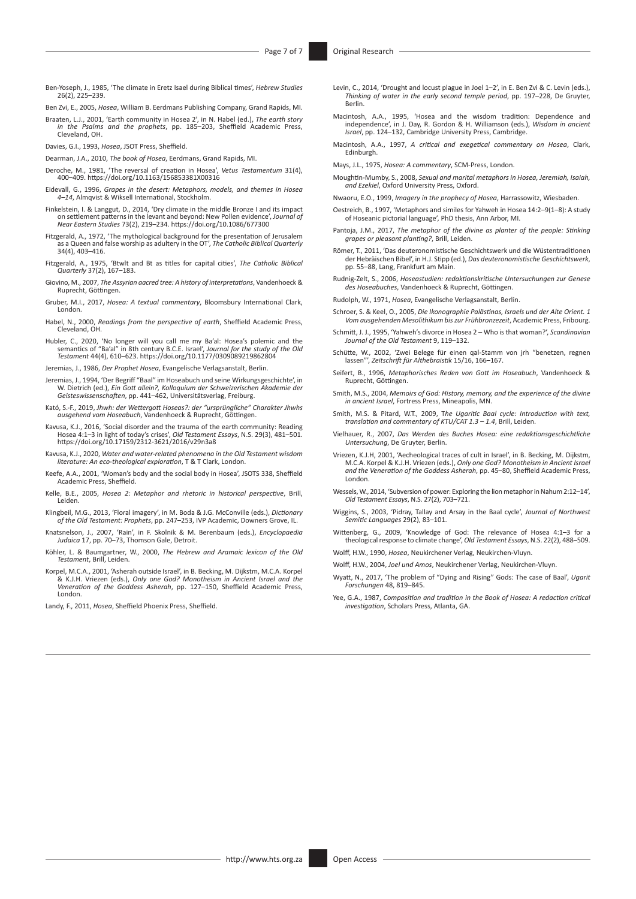Ben-Yoseph, J., 1985, 'The climate in Eretz Isael during Biblical times', *Hebrew Studies* 26(2), 225–239.

Ben Zvi, E., 2005, *Hosea*, William B. Eerdmans Publishing Company, Grand Rapids, MI.

Braaten, L.J., 2001, 'Earth community in Hosea 2', in N. Habel (ed.), *The earth story in the Psalms and the prophets*, pp. 185–203, Sheffield Academic Press, Cleveland, OH.

Davies, G.I., 1993, *Hosea*, JSOT Press, Sheffield.

Dearman, J.A., 2010, *The book of Hosea*, Eerdmans, Grand Rapids, MI.

Deroche, M., 1981, 'The reversal of creation in Hosea', *Vetus Testamentum* 31(4), 400–409. https://doi.org/10.1163/156853381X00316

Eidevall, G., 1996, *Grapes in the desert: Metaphors, models, and themes in Hosea 4–14*, Almqvist & Wiksell International, Stockholm.

Finkelstein, I. & Langgut, D., 2014, 'Dry climate in the middle Bronze I and its impact on settlement patterns in the levant and beyond: New Pollen evidence', *Journal of Near Eastern Studies* 73(2), 219–234. https://doi.org/10.1086/677300

Fitzgerald, A., 1972, 'The mythological background for the presentation of Jerusalem as a Queen and false worship as adultery in the OT', *The Catholic Biblical Quarterly* 34(4), 403–416.

Fitzgerald, A., 1975, 'Btwlt and Bt as titles for capital cities', *The Catholic Biblical Quarterly* 37(2), 167–183.

Giovino, M., 2007, *The Assyrian aacred tree: A history of interpretations*, Vandenhoeck & Ruprecht, Göttingen.

Gruber, M.I., 2017, *Hosea: A textual commentary*, Bloomsbury International Clark, London.

Habel, N., 2000, *Readings from the perspective of earth*, Sheffield Academic Press, Cleveland, OH.

Hubler, C., 2020, 'No longer will you call me my Ba'al: Hosea's polemic and the semantics of "Ba'al" in 8th century B.C.E. Israel', *Journal for the study of the Old Testament* 44(4), 610–623. https://doi.org/10.1177/0309089219862804

Jeremias, J., 1986, *Der Prophet Hosea*, Evangelische Verlagsanstalt, Berlin.

Jeremias, J., 1994, 'Der Begriff "Baal" im Hoseabuch und seine Wirkungsgeschichte', in W. Dietrich (ed.), *Ein Gott allein?, Kolloquium der Schweizerischen Akademie der Geisteswissenschaften*, pp. 441–462, Universitätsverlag, Freiburg.

Kató, S.-F., 2019, *Jhwh: der Wettergott Hoseas?: der "ursprüngliche" Charakter Jhwhs ausgehend vom Hoseabuch*, Vandenhoeck & Ruprecht, Göttingen.

Kavusa, K.J., 2016, 'Social disorder and the trauma of the earth community: Reading Hosea 4:1–3 in light of today's crises', *Old Testament Essays*, N.S. 29(3), 481–501. https://doi.org/10.17159/2312-3621/2016/v29n3a8

Kavusa, K.J., 2020, *Water and water-related phenomena in the Old Testament wisdom literature: An eco-theological exploration*, T & T Clark, London.

Keefe, A.A., 2001, 'Woman's body and the social body in Hosea', JSOTS 338, Sheffield Academic Press, Sheffield.

Kelle, B.E., 2005, *Hosea 2: Metaphor and rhetoric in historical perspective*, Brill, Leiden.

Klingbeil, M.G., 2013, 'Floral imagery', in M. Boda & J.G. McConville (eds.), *Dictionary of the Old Testament: Prophets*, pp. 247–253, IVP Academic, Downers Grove, IL.

Knatsnelson, J., 2007, 'Rain', in F. Skolnik & M. Berenbaum (eds.), *Encyclopaedia Judaica* 17, pp. 70–73, Thomson Gale, Detroit.

Köhler, L. & Baumgartner, W., 2000, *The Hebrew and Aramaic lexicon of the Old Testament*, Brill, Leiden.

Korpel, M.C.A., 2001, 'Asherah outside Israel', in B. Becking, M. Dijkstm, M.C.A. Korpel & K.J.H. Vriezen (eds.), *Only one God? Monotheism in Ancient Israel and the Veneration of the Goddess Asherah*, pp. 127–150, Sheffield Academic Press, London.

Landy, F., 2011, *Hosea*, Sheffield Phoenix Press, Sheffield.

Levin, C., 2014, 'Drought and locust plague in Joel 1–2', in E. Ben Zvi & C. Levin (eds.), *Thinking of water in the early second temple period*, pp. 197–228, De Gruyter, Berlin.

Macintosh, A.A., 1995, 'Hosea and the wisdom tradition: Dependence and independence', in J. Day, R. Gordon & H. Williamson (eds.), *Wisdom in ancient Israel*, pp. 124–132, Cambridge University Press, Cambridge.

Macintosh, A.A., 1997, *A critical and exegetical commentary on Hosea*, Clark, Edinburgh.

Mays, J.L., 1975, *Hosea: A commentary*, SCM-Press, London.

Moughtin-Mumby, S., 2008, *Sexual and marital metaphors in Hosea, Jeremiah, Isaiah, and Ezekiel*, Oxford University Press, Oxford.

Nwaoru, E.O., 1999, *Imagery in the prophecy of Hosea*, Harrassowitz, Wiesbaden.

Oestreich, B., 1997, 'Metaphors and similes for Yahweh in Hosea 14:2–9(1–8): A study of Hoseanic pictorial language', PhD thesis, Ann Arbor, MI.

Pantoja, J.M., 2017, *The metaphor of the divine as planter of the people: Stinking grapes or pleasant planting?*, Brill, Leiden.

Römer, T., 2011, 'Das deuteronomistische Geschichtswerk und die Wüstentraditionen der Hebräischen Bibel', in H.J. Stipp (ed.), *Das deuteronomistische Geschichtswerk*, pp. 55–88, Lang, Frankfurt am Main.

Rudnig-Zelt, S., 2006, *Hoseastudien: redaktionskritische Untersuchungen zur Genese des Hoseabuches*, Vandenhoeck & Ruprecht, Göttingen.

Rudolph, W., 1971, *Hosea*, Evangelische Verlagsanstalt, Berlin.

Schroer, S. & Keel, O., 2005, *Die Ikonographie Palästinas, Israels und der Alte Orient. 1 Vom ausgehenden Mesolithikum bis zur Frühbronzezeit*, Academic Press, Fribourg.

Schmitt, J. J., 1995, 'Yahweh's divorce in Hosea 2 – Who is that woman?', *Scandinavian Journal of the Old Testament* 9, 119–132.

Schütte, W., 2002, 'Zwei Belege für einen qal-Stamm von jrh "benetzen, regnen lassen"', *Zeitschrift für Althebraistik* 15/16, 166–167.

Seifert, B., 1996, *Metaphorisches Reden von Gott im Hoseabuch*, Vandenhoeck & Ruprecht, Göttingen.

Smith, M.S., 2004, *Memoirs of God: History, memory, and the experience of the divine in ancient Israel*, Fortress Press, Mineapolis, MN.

Smith, M.S. & Pitard, W.T., 2009, T*he Ugaritic Baal cycle: Introduction with text, translation and commentary of KTU/CAT 1.3 – 1.4*, Brill, Leiden.

Vielhauer, R., 2007, *Das Werden des Buches Hosea: eine redaktionsgeschichtliche Untersuchung*, De Gruyter, Berlin.

Vriezen, K.J.H, 2001, 'Aecheological traces of cult in Israel', in B. Becking, M. Dijkstm, M.C.A. Korpel & K.J.H. Vriezen (eds.), *Only one God? Monotheism in Ancient Israel and the Veneration of the Goddess Asherah*, pp. 45–80, Sheffield Academic Press, London.

Wessels, W., 2014, 'Subversion of power: Exploring the lion metaphor in Nahum 2:12–14', *Old Testament Essays*, N.S. 27(2), 703–721.

Wiggins, S., 2003, 'Pidray, Tallay and Arsay in the Baal cycle', *Journal of Northwest Semitic Languages* 29(2), 83–101.

Wittenberg, G., 2009, 'Knowledge of God: The relevance of Hosea 4:1–3 for a theological response to climate change', *Old Testament Essays*, N.S. 22(2), 488–509.

Wolff, H.W., 1990, *Hosea*, Neukirchener Verlag, Neukirchen-Vluyn.

Wolff, H.W., 2004, *Joel und Amos*, Neukirchener Verlag, Neukirchen-Vluyn.

Wyatt, N., 2017, 'The problem of "Dying and Rising" Gods: The case of Baal', *Ugarit Forschungen* 48, 819–845.

Yee, G.A., 1987, *Composition and tradition in the Book of Hosea: A redaction critical investigation*, Scholars Press, Atlanta, GA.